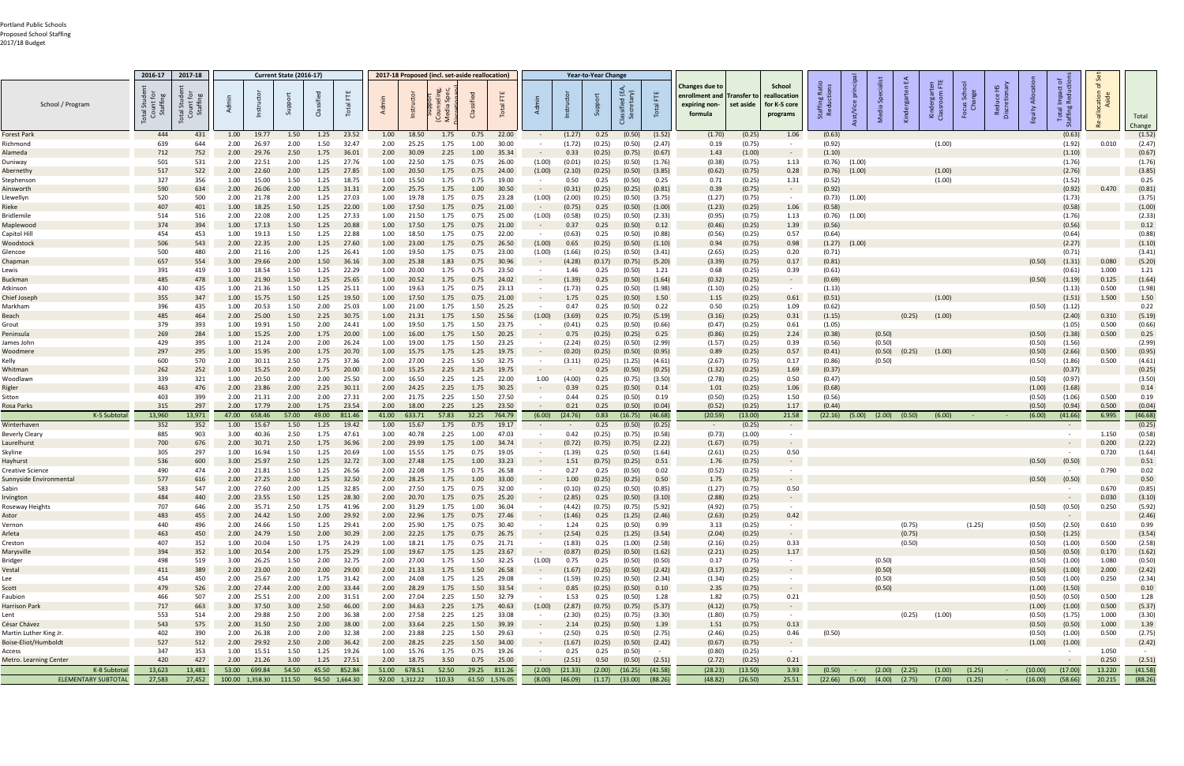Portland Public Schools
Proposed School Staffing
2017/18 Budget

| School / Program | 2016-17 | 2017-18 | Current State (2016-17) | | | | | 2017-18 Proposed (incl. set-aside reallocation) | | | | | Year-to-Year Change | | | | | | | | | | | | | | | | | |
|---|---|---|---|---|---|---|---|---|---|---|---|---|---|---|---|---|---|---|---|---|---|---|---|---|---|---|---|---|---|---|
| | Total Student Count for Staffing | Total Student Count for Staffing | Admin | Instructor | Support | Classified | Total FTE | Admin | Instructor | Support (Counseling, Media Spec, Discretionary) | Classified | Total FTE | Admin | Instructor | Support | Classified (EA, Secretary) | Total FTE | Changes due to enrollment and expiring non-formula | Transfer to set aside | School reallocation for K-5 core programs | Staffing Ratio Reductions | Asst/Vice principal | Media Specialist | Kindergarten EA | Kindergarten Classroom FTE | Focus School Change | Reduce HS Discretionary | Equity Allocation | Total Impact of Staffing Reductions | Re-allocation of Set Aside | Total Change |
| Forest Park | 444 | 431 | 1.00 | 19.77 | 1.50 | 1.25 | 23.52 | 1.00 | 18.50 | 1.75 | 0.75 | 22.00 | - | (1.27) | 0.25 | (0.50) | (1.52) | (1.70) | (0.25) | 1.06 | (0.63) | | | | | | | | (0.63) | | (1.52) |
| Richmond | 639 | 644 | 2.00 | 26.97 | 2.00 | 1.50 | 32.47 | 2.00 | 25.25 | 1.75 | 1.00 | 30.00 | - | (1.72) | (0.25) | (0.50) | (2.47) | 0.19 | (0.75) | - | (0.92) | | | | (1.00) | | | | (1.92) | 0.010 | (2.47) |
| Alameda | 712 | 752 | 2.00 | 29.76 | 2.50 | 1.75 | 36.01 | 2.00 | 30.09 | 2.25 | 1.00 | 35.34 | - | 0.33 | (0.25) | (0.75) | (0.67) | 1.43 | (1.00) | - | (1.10) | | | | | | | | (1.10) | | (0.67) |
| Duniway | 501 | 531 | 2.00 | 22.51 | 2.00 | 1.25 | 27.76 | 1.00 | 22.50 | 1.75 | 0.75 | 26.00 | (1.00) | (0.01) | (0.25) | (0.50) | (1.76) | (0.38) | (0.75) | 1.13 | (0.76) | (1.00) | | | | | | | (1.76) | | (1.76) |
| Abernethy | 517 | 522 | 2.00 | 22.60 | 2.00 | 1.25 | 27.85 | 1.00 | 20.50 | 1.75 | 0.75 | 24.00 | (1.00) | (2.10) | (0.25) | (0.50) | (3.85) | (0.62) | (0.75) | 0.28 | (0.76) | (1.00) | | | (1.00) | | | | (2.76) | | (3.85) |
| Stephenson | 327 | 356 | 1.00 | 15.00 | 1.50 | 1.25 | 18.75 | 1.00 | 15.50 | 1.75 | 0.75 | 19.00 | - | 0.50 | 0.25 | (0.50) | 0.25 | 0.71 | (0.25) | 1.31 | (0.52) | | | | (1.00) | | | | (1.52) | | 0.25 |
| Ainsworth | 590 | 634 | 2.00 | 26.06 | 2.00 | 1.25 | 31.31 | 2.00 | 25.75 | 1.75 | 1.00 | 30.50 | - | (0.31) | (0.25) | (0.25) | (0.81) | 0.39 | (0.75) | - | (0.92) | | | | | | | | (0.92) | 0.470 | (0.81) |
| Llewellyn | 520 | 500 | 2.00 | 21.78 | 2.00 | 1.25 | 27.03 | 1.00 | 19.78 | 1.75 | 0.75 | 23.28 | (1.00) | (2.00) | (0.25) | (0.50) | (3.75) | (1.27) | (0.75) | - | (0.73) | (1.00) | | | | | | | (1.73) | | (3.75) |
| Rieke | 407 | 401 | 1.00 | 18.25 | 1.50 | 1.25 | 22.00 | 1.00 | 17.50 | 1.75 | 0.75 | 21.00 | - | (0.75) | 0.25 | (0.50) | (1.00) | (1.23) | (0.25) | 1.06 | (0.58) | | | | | | | | (0.58) | | (1.00) |
| Bridlemile | 514 | 516 | 2.00 | 22.08 | 2.00 | 1.25 | 27.33 | 1.00 | 21.50 | 1.75 | 0.75 | 25.00 | (1.00) | (0.58) | (0.25) | (0.50) | (2.33) | (0.95) | (0.75) | 1.13 | (0.76) | (1.00) | | | | | | | (1.76) | | (2.33) |
| Maplewood | 374 | 394 | 1.00 | 17.13 | 1.50 | 1.25 | 20.88 | 1.00 | 17.50 | 1.75 | 0.75 | 21.00 | - | 0.37 | 0.25 | (0.50) | 0.12 | (0.46) | (0.25) | 1.39 | (0.56) | | | | | | | | (0.56) | | 0.12 |
| Capitol Hill | 454 | 453 | 1.00 | 19.13 | 1.50 | 1.25 | 22.88 | 1.00 | 18.50 | 1.75 | 0.75 | 22.00 | - | (0.63) | 0.25 | (0.50) | (0.88) | (0.56) | (0.25) | 0.57 | (0.64) | | | | | | | | (0.64) | | (0.88) |
| Woodstock | 506 | 543 | 2.00 | 22.35 | 2.00 | 1.25 | 27.60 | 1.00 | 23.00 | 1.75 | 0.75 | 26.50 | (1.00) | 0.65 | (0.25) | (0.50) | (1.10) | 0.94 | (0.75) | 0.98 | (1.27) | (1.00) | | | | | | | (2.27) | | (1.10) |
| Glencoe | 500 | 480 | 2.00 | 21.16 | 2.00 | 1.25 | 26.41 | 1.00 | 19.50 | 1.75 | 0.75 | 23.00 | (1.00) | (1.66) | (0.25) | (0.50) | (3.41) | (2.65) | (0.25) | 0.20 | (0.71) | | | | | | | | (0.71) | | (3.41) |
| Chapman | 657 | 554 | 3.00 | 29.66 | 2.00 | 1.50 | 36.16 | 3.00 | 25.38 | 1.83 | 0.75 | 30.96 | - | (4.28) | (0.17) | (0.75) | (5.20) | (3.39) | (0.75) | 0.17 | (0.81) | | | | | | | (0.50) | (1.31) | 0.080 | (5.20) |
| Lewis | 391 | 419 | 1.00 | 18.54 | 1.50 | 1.25 | 22.29 | 1.00 | 20.00 | 1.75 | 0.75 | 23.50 | - | 1.46 | 0.25 | (0.50) | 1.21 | 0.68 | (0.25) | 0.39 | (0.61) | | | | | | | | (0.61) | 1.000 | 1.21 |
| Buckman | 485 | 478 | 1.00 | 21.90 | 1.50 | 1.25 | 25.65 | 1.00 | 20.52 | 1.75 | 0.75 | 24.02 | - | (1.39) | 0.25 | (0.50) | (1.64) | (0.32) | (0.25) | - | (0.69) | | | | | | | (0.50) | (1.19) | 0.125 | (1.64) |
| Atkinson | 430 | 435 | 1.00 | 21.36 | 1.50 | 1.25 | 25.11 | 1.00 | 19.63 | 1.75 | 0.75 | 23.13 | - | (1.73) | 0.25 | (0.50) | (1.98) | (1.10) | (0.25) | - | (1.13) | | | | | | | | (1.13) | 0.500 | (1.98) |
| Chief Joseph | 355 | 347 | 1.00 | 15.75 | 1.50 | 1.25 | 19.50 | 1.00 | 17.50 | 1.75 | 0.75 | 21.00 | - | 1.75 | 0.25 | (0.50) | 1.50 | 1.15 | (0.25) | 0.61 | (0.51) | | | | (1.00) | | | | (1.51) | 1.500 | 1.50 |
| Markham | 396 | 435 | 1.00 | 20.53 | 1.50 | 2.00 | 25.03 | 1.00 | 21.00 | 1.75 | 1.50 | 25.25 | - | 0.47 | 0.25 | (0.50) | 0.22 | 0.50 | (0.25) | 1.09 | (0.62) | | | | | | | (0.50) | (1.12) | | 0.22 |
| Beach | 485 | 464 | 2.00 | 25.00 | 1.50 | 2.25 | 30.75 | 1.00 | 21.31 | 1.75 | 1.50 | 25.56 | (1.00) | (3.69) | 0.25 | (0.75) | (5.19) | (3.16) | (0.25) | 0.31 | (1.15) | | | (0.25) | (1.00) | | | | (2.40) | 0.310 | (5.19) |
| Grout | 379 | 393 | 1.00 | 19.91 | 1.50 | 2.00 | 24.41 | 1.00 | 19.50 | 1.75 | 1.50 | 23.75 | - | (0.41) | 0.25 | (0.50) | (0.66) | (0.47) | (0.25) | 0.61 | (1.05) | | | | | | | | (1.05) | 0.500 | (0.66) |
| Peninsula | 269 | 284 | 1.00 | 15.25 | 2.00 | 1.75 | 20.00 | 1.00 | 16.00 | 1.75 | 1.50 | 20.25 | - | 0.75 | (0.25) | (0.25) | 0.25 | (0.86) | (0.25) | 2.24 | (0.38) | | (0.50) | | | | | (0.50) | (1.38) | 0.500 | 0.25 |
| James John | 429 | 395 | 1.00 | 21.24 | 2.00 | 2.00 | 26.24 | 1.00 | 19.00 | 1.75 | 1.50 | 23.25 | - | (2.24) | (0.25) | (0.50) | (2.99) | (1.57) | (0.25) | 0.39 | (0.56) | | (0.50) | | | | | (0.50) | (1.56) | | (2.99) |
| Woodmere | 297 | 295 | 1.00 | 15.95 | 2.00 | 1.75 | 20.70 | 1.00 | 15.75 | 1.75 | 1.25 | 19.75 | - | (0.20) | (0.25) | (0.50) | (0.95) | 0.89 | (0.25) | 0.57 | (0.41) | | (0.50) | (0.25) | (1.00) | | | (0.50) | (2.66) | 0.500 | (0.95) |
| Kelly | 600 | 570 | 2.00 | 30.11 | 2.50 | 2.75 | 37.36 | 2.00 | 27.00 | 2.25 | 1.50 | 32.75 | - | (3.11) | (0.25) | (1.25) | (4.61) | (2.67) | (0.75) | 0.17 | (0.86) | | (0.50) | | | | | (0.50) | (1.86) | 0.500 | (4.61) |
| Whitman | 262 | 252 | 1.00 | 15.25 | 2.00 | 1.75 | 20.00 | 1.00 | 15.25 | 2.25 | 1.25 | 19.75 | - | - | 0.25 | (0.50) | (0.25) | (1.32) | (0.25) | 1.69 | (0.37) | | | | | | | | (0.37) | | (0.25) |
| Woodlawn | 339 | 321 | 1.00 | 20.50 | 2.00 | 2.00 | 25.50 | 2.00 | 16.50 | 2.25 | 1.25 | 22.00 | 1.00 | (4.00) | 0.25 | (0.75) | (3.50) | (2.78) | (0.25) | 0.50 | (0.47) | | | | | | | (0.50) | (0.97) | | (3.50) |
| Rigler | 463 | 476 | 2.00 | 23.86 | 2.00 | 2.25 | 30.11 | 2.00 | 24.25 | 2.25 | 1.75 | 30.25 | - | 0.39 | 0.25 | (0.50) | 0.14 | 1.01 | (0.25) | 1.06 | (0.68) | | | | | | | (1.00) | (1.68) | | 0.14 |
| Sitton | 403 | 399 | 2.00 | 21.31 | 2.00 | 2.00 | 27.31 | 2.00 | 21.75 | 2.25 | 1.50 | 27.50 | - | 0.44 | 0.25 | (0.50) | 0.19 | (0.50) | (0.25) | 1.50 | (0.56) | | | | | | | (0.50) | (1.06) | 0.500 | 0.19 |
| Rosa Parks | 315 | 297 | 2.00 | 17.79 | 2.00 | 1.75 | 23.54 | 2.00 | 18.00 | 2.25 | 1.25 | 23.50 | - | 0.21 | 0.25 | (0.50) | (0.04) | (0.52) | (0.25) | 1.17 | (0.44) | | | | | | | (0.50) | (0.94) | 0.500 | (0.04) |
| K-5 Subtotal | 13,960 | 13,971 | 47.00 | 658.46 | 57.00 | 49.00 | 811.46 | 41.00 | 633.71 | 57.83 | 32.25 | 764.79 | (6.00) | (24.76) | 0.83 | (16.75) | (46.68) | (20.59) | (13.00) | 21.58 | (22.16) | (5.00) | (2.00) | (0.50) | (6.00) | - | - | (6.00) | (41.66) | 6.995 | (46.68) |
| Winterhaven | 352 | 352 | 1.00 | 15.67 | 1.50 | 1.25 | 19.42 | 1.00 | 15.67 | 1.75 | 0.75 | 19.17 | - | - | 0.25 | (0.50) | (0.25) | - | (0.25) | - | | | | | | | | | - | | (0.25) |
| Beverly Cleary | 885 | 903 | 3.00 | 40.36 | 2.50 | 1.75 | 47.61 | 3.00 | 40.78 | 2.25 | 1.00 | 47.03 | - | 0.42 | (0.25) | (0.75) | (0.58) | (0.73) | (1.00) | - | | | | | | | | | - | 1.150 | (0.58) |
| Laurelhurst | 700 | 676 | 2.00 | 30.71 | 2.50 | 1.75 | 36.96 | 2.00 | 29.99 | 1.75 | 1.00 | 34.74 | - | (0.72) | (0.75) | (0.75) | (2.22) | (1.67) | (0.75) | - | | | | | | | | | - | 0.200 | (2.22) |
| Skyline | 305 | 297 | 1.00 | 16.94 | 1.50 | 1.25 | 20.69 | 1.00 | 15.55 | 1.75 | 0.75 | 19.05 | - | (1.39) | 0.25 | (0.50) | (1.64) | (2.61) | (0.25) | 0.50 | | | | | | | | | - | 0.720 | (1.64) |
| Hayhurst | 536 | 600 | 3.00 | 25.97 | 2.50 | 1.25 | 32.72 | 3.00 | 27.48 | 1.75 | 1.00 | 33.23 | - | 1.51 | (0.75) | (0.25) | 0.51 | 1.76 | (0.75) | - | | | | | | | | (0.50) | (0.50) | | 0.51 |
| Creative Science | 490 | 474 | 2.00 | 21.81 | 1.50 | 1.25 | 26.56 | 2.00 | 22.08 | 1.75 | 0.75 | 26.58 | - | 0.27 | 0.25 | (0.50) | 0.02 | (0.52) | (0.25) | - | | | | | | | | | - | 0.790 | 0.02 |
| Sunnyside Environmental | 577 | 616 | 2.00 | 27.25 | 2.00 | 1.25 | 32.50 | 2.00 | 28.25 | 1.75 | 1.00 | 33.00 | - | 1.00 | (0.25) | (0.25) | 0.50 | 1.75 | (0.75) | - | | | | | | | | (0.50) | (0.50) | | 0.50 |
| Sabin | 583 | 547 | 2.00 | 27.60 | 2.00 | 1.25 | 32.85 | 2.00 | 27.50 | 1.75 | 0.75 | 32.00 | - | (0.10) | (0.25) | (0.50) | (0.85) | (1.27) | (0.75) | 0.50 | | | | | | | | | - | 0.670 | (0.85) |
| Irvington | 484 | 440 | 2.00 | 23.55 | 1.50 | 1.25 | 28.30 | 2.00 | 20.70 | 1.75 | 0.75 | 25.20 | - | (2.85) | 0.25 | (0.50) | (3.10) | (2.88) | (0.25) | - | | | | | | | | | - | 0.030 | (3.10) |
| Roseway Heights | 707 | 646 | 2.00 | 35.71 | 2.50 | 1.75 | 41.96 | 2.00 | 31.29 | 1.75 | 1.00 | 36.04 | - | (4.42) | (0.75) | (0.75) | (5.92) | (4.92) | (0.75) | - | | | | | | | | (0.50) | (0.50) | 0.250 | (5.92) |
| Astor | 483 | 455 | 2.00 | 24.42 | 1.50 | 2.00 | 29.92 | 2.00 | 22.96 | 1.75 | 0.75 | 27.46 | - | (1.46) | 0.25 | (1.25) | (2.46) | (2.63) | (0.25) | 0.42 | | | | | | | | | - | | (2.46) |
| Vernon | 440 | 496 | 2.00 | 24.66 | 1.50 | 1.25 | 29.41 | 2.00 | 25.90 | 1.75 | 0.75 | 30.40 | - | 1.24 | 0.25 | (0.50) | 0.99 | 3.13 | (0.25) | - | | | | (0.75) | | (1.25) | | (0.50) | (2.50) | 0.610 | 0.99 |
| Arleta | 463 | 450 | 2.00 | 24.79 | 1.50 | 2.00 | 30.29 | 2.00 | 22.25 | 1.75 | 0.75 | 26.75 | - | (2.54) | 0.25 | (1.25) | (3.54) | (2.04) | (0.25) | - | | | | (0.75) | | | | (0.50) | (1.25) | | (3.54) |
| Creston | 407 | 352 | 1.00 | 20.04 | 1.50 | 1.75 | 24.29 | 1.00 | 18.21 | 1.75 | 0.75 | 21.71 | - | (1.83) | 0.25 | (1.00) | (2.58) | (2.16) | (0.25) | 0.33 | | | | (0.50) | | | | (0.50) | (1.00) | 0.500 | (2.58) |
| Marysville | 394 | 352 | 1.00 | 20.54 | 2.00 | 1.25 | 24.79 | 1.00 | 19.67 | 1.75 | 0.75 | 23.17 | - | (0.87) | (0.25) | (0.50) | (1.62) | (2.21) | (0.25) | 1.17 | | | | | | | | (0.50) | (0.50) | 0.170 | (1.62) |
| Bridger | 498 | 519 | 3.00 | 26.25 | 1.50 | 2.00 | 32.75 | 2.00 | 27.00 | 1.75 | 1.50 | 32.25 | (1.00) | 0.75 | 0.25 | (0.50) | (0.50) | 0.17 | (0.75) | - | | | (0.50) | | | | | (0.50) | (1.00) | 1.080 | (0.50) |
| Vestal | 411 | 389 | 2.00 | 23.00 | 2.00 | 2.00 | 29.00 | 2.00 | 21.33 | 1.75 | 1.50 | 26.58 | - | (1.67) | (0.25) | (0.50) | (2.42) | (3.17) | (0.25) | - | | | (0.50) | | | | | (0.50) | (1.00) | 2.000 | (2.42) |
| Lee | 454 | 450 | 2.00 | 25.67 | 2.00 | 1.75 | 31.42 | 2.00 | 24.08 | 1.75 | 1.25 | 29.08 | - | (1.59) | (0.25) | (0.50) | (2.34) | (1.34) | (0.25) | - | | | (0.50) | | | | | (0.50) | (1.00) | 0.250 | (2.34) |
| Scott | 479 | 526 | 2.00 | 27.44 | 2.00 | 2.00 | 33.44 | 2.00 | 28.29 | 1.75 | 1.50 | 33.54 | - | 0.85 | (0.25) | (0.50) | 0.10 | 2.35 | (0.75) | - | | | (0.50) | | | | | (1.00) | (1.50) | | 0.10 |
| Faubion | 466 | 507 | 2.00 | 25.51 | 2.00 | 2.00 | 31.51 | 2.00 | 27.04 | 2.25 | 1.50 | 32.79 | - | 1.53 | 0.25 | (0.50) | 1.28 | 1.82 | (0.75) | 0.21 | | | | | | | | (0.50) | (0.50) | 0.500 | 1.28 |
| Harrison Park | 717 | 663 | 3.00 | 37.50 | 3.00 | 2.50 | 46.00 | 2.00 | 34.63 | 2.25 | 1.75 | 40.63 | (1.00) | (2.87) | (0.75) | (0.75) | (5.37) | (4.12) | (0.75) | - | | | | | | | | (1.00) | (1.00) | 0.500 | (5.37) |
| Lent | 553 | 514 | 2.00 | 29.88 | 2.50 | 2.00 | 36.38 | 2.00 | 27.58 | 2.25 | 1.25 | 33.08 | - | (2.30) | (0.25) | (0.75) | (3.30) | (1.80) | (0.75) | - | | | | (0.25) | (1.00) | | | (0.50) | (1.75) | 1.000 | (3.30) |
| César Chávez | 543 | 575 | 2.00 | 31.50 | 2.50 | 2.00 | 38.00 | 2.00 | 33.64 | 2.25 | 1.50 | 39.39 | - | 2.14 | (0.25) | (0.50) | 1.39 | 1.51 | (0.75) | 0.13 | | | | | | | | (0.50) | (0.50) | 1.000 | 1.39 |
| Martin Luther King Jr. | 402 | 390 | 2.00 | 26.38 | 2.00 | 2.00 | 32.38 | 2.00 | 23.88 | 2.25 | 1.50 | 29.63 | - | (2.50) | 0.25 | (0.50) | (2.75) | (2.46) | (0.25) | 0.46 | (0.50) | | | | | | | (0.50) | (1.00) | 0.500 | (2.75) |
| Boise-Eliot/Humboldt | 527 | 512 | 2.00 | 29.92 | 2.50 | 2.00 | 36.42 | 2.00 | 28.25 | 2.25 | 1.50 | 34.00 | - | (1.67) | (0.25) | (0.50) | (2.42) | (0.67) | (0.75) | - | | | | | | | | (1.00) | (1.00) | | (2.42) |
| Access | 347 | 353 | 1.00 | 15.51 | 1.50 | 1.25 | 19.26 | 1.00 | 15.76 | 1.75 | 0.75 | 19.26 | - | 0.25 | 0.25 | (0.50) | - | (0.80) | (0.25) | - | | | | | | | | | - | 1.050 | - |
| Metro. Learning Center | 420 | 427 | 2.00 | 21.26 | 3.00 | 1.25 | 27.51 | 2.00 | 18.75 | 3.50 | 0.75 | 25.00 | - | (2.51) | 0.50 | (0.50) | (2.51) | (2.72) | (0.25) | 0.21 | | | | | | | | | - | 0.250 | (2.51) |
| K-8 Subtotal | 13,623 | 13,481 | 53.00 | 699.84 | 54.50 | 45.50 | 852.84 | 51.00 | 678.51 | 52.50 | 29.25 | 811.26 | (2.00) | (21.33) | (2.00) | (16.25) | (41.58) | (28.23) | (13.50) | 3.93 | (0.50) | - | (2.00) | (2.25) | (1.00) | (1.25) | - | (10.00) | (17.00) | 13.220 | (41.58) |
| ELEMENTARY SUBTOTAL | 27,583 | 27,452 | 100.00 | 1,358.30 | 111.50 | 94.50 | 1,664.30 | 92.00 | 1,312.22 | 110.33 | 61.50 | 1,576.05 | (8.00) | (46.09) | (1.17) | (33.00) | (88.26) | (48.82) | (26.50) | 25.51 | (22.66) | (5.00) | (4.00) | (2.75) | (7.00) | (1.25) | - | (16.00) | (58.66) | 20.215 | (88.26) |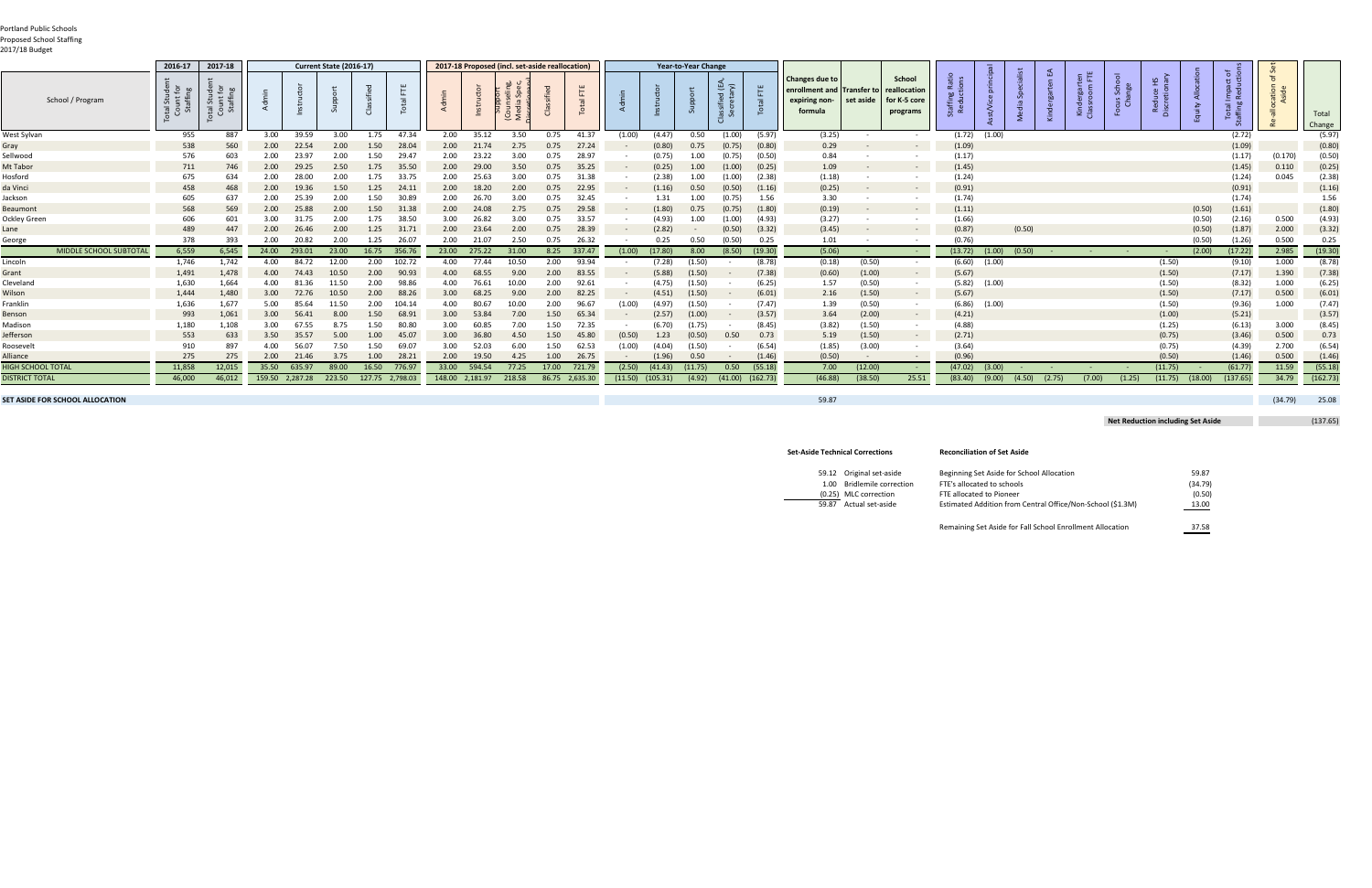Portland Public Schools
Proposed School Staffing
2017/18 Budget

| School / Program | 2016-17 Total Student Count for Staffing | 2017-18 Total Student Count for Staffing | Current State (2016-17) Admin | Instructor | Support | Classified | Total FTE | 2017-18 Proposed (incl. set-aside reallocation) Admin | Instructor | Support (Counseling, Media Spec, Discretionary) | Classified | Total FTE | Year-to-Year Change Admin | Instructor | Support | Classified (EA, Secretary) | Total FTE | Changes due to enrollment and expiring non-formula | Transfer to set aside | School reallocation for K-5 core programs | Staffing Ratio Reductions | Asst/Vice principal | Media Specialist | Kindergarten EA | Kindergarten Classroom FTE | Focus School Change | Reduce HS Discretionary | Equity Allocation | Total Impact of Staffing Reductions | Re-allocation of Set Aside | Total Change |
|---|---|---|---|---|---|---|---|---|---|---|---|---|---|---|---|---|---|---|---|---|---|---|---|---|---|---|---|---|---|---|---|
| West Sylvan | 955 | 887 | 3.00 | 39.59 | 3.00 | 1.75 | 47.34 | 2.00 | 35.12 | 3.50 | 0.75 | 41.37 | (1.00) | (4.47) | 0.50 | (1.00) | (5.97) | (3.25) | - | - | (1.72) | (1.00) | | | | | | | (2.72) | | (5.97) |
| Gray | 538 | 560 | 2.00 | 22.54 | 2.00 | 1.50 | 28.04 | 2.00 | 21.74 | 2.75 | 0.75 | 27.24 | - | (0.80) | 0.75 | (0.75) | (0.80) | 0.29 | - | - | (1.09) | | | | | | | | (1.09) | | (0.80) |
| Sellwood | 576 | 603 | 2.00 | 23.97 | 2.00 | 1.50 | 29.47 | 2.00 | 23.22 | 3.00 | 0.75 | 28.97 | - | (0.75) | 1.00 | (0.75) | (0.50) | 0.84 | - | - | (1.17) | | | | | | | | (1.17) | (0.170) | (0.50) |
| Mt Tabor | 711 | 746 | 2.00 | 29.25 | 2.50 | 1.75 | 35.50 | 2.00 | 29.00 | 3.50 | 0.75 | 35.25 | - | (0.25) | 1.00 | (1.00) | (0.25) | 1.09 | - | - | (1.45) | | | | | | | | (1.45) | 0.110 | (0.25) |
| Hosford | 675 | 634 | 2.00 | 28.00 | 2.00 | 1.75 | 33.75 | 2.00 | 25.63 | 3.00 | 0.75 | 31.38 | - | (2.38) | 1.00 | (1.00) | (2.38) | (1.18) | - | - | (1.24) | | | | | | | | (1.24) | 0.045 | (2.38) |
| da Vinci | 458 | 468 | 2.00 | 19.36 | 1.50 | 1.25 | 24.11 | 2.00 | 18.20 | 2.00 | 0.75 | 22.95 | - | (1.16) | 0.50 | (0.50) | (1.16) | (0.25) | - | - | (0.91) | | | | | | | | (0.91) | | (1.16) |
| Jackson | 605 | 637 | 2.00 | 25.39 | 2.00 | 1.50 | 30.89 | 2.00 | 26.70 | 3.00 | 0.75 | 32.45 | - | 1.31 | 1.00 | (0.75) | 1.56 | 3.30 | - | - | (1.74) | | | | | | | | (1.74) | | 1.56 |
| Beaumont | 568 | 569 | 2.00 | 25.88 | 2.00 | 1.50 | 31.38 | 2.00 | 24.08 | 2.75 | 0.75 | 29.58 | - | (1.80) | 0.75 | (0.75) | (1.80) | (0.19) | - | - | (1.11) | | | | | | | (0.50) | (1.61) | | (1.80) |
| Ockley Green | 606 | 601 | 3.00 | 31.75 | 2.00 | 1.75 | 38.50 | 3.00 | 26.82 | 3.00 | 0.75 | 33.57 | - | (4.93) | 1.00 | (1.00) | (4.93) | (3.27) | - | - | (1.66) | | | | | | | (0.50) | (2.16) | 0.500 | (4.93) |
| Lane | 489 | 447 | 2.00 | 26.46 | 2.00 | 1.25 | 31.71 | 2.00 | 23.64 | 2.00 | 0.75 | 28.39 | - | (2.82) | - | (0.50) | (3.32) | (3.45) | - | - | (0.87) | | (0.50) | | | | | (0.50) | (1.87) | 2.000 | (3.32) |
| George | 378 | 393 | 2.00 | 20.82 | 2.00 | 1.25 | 26.07 | 2.00 | 21.07 | 2.50 | 0.75 | 26.32 | - | 0.25 | 0.50 | (0.50) | 0.25 | 1.01 | - | - | (0.76) | | | | | | | (0.50) | (1.26) | 0.500 | 0.25 |
| MIDDLE SCHOOL SUBTOTAL | 6,559 | 6,545 | 24.00 | 293.01 | 23.00 | 16.75 | 356.76 | 23.00 | 275.22 | 31.00 | 8.25 | 337.47 | (1.00) | (17.80) | 8.00 | (8.50) | (19.30) | (5.06) | - | - | (13.72) | (1.00) | (0.50) | - | - | - | - | (2.00) | (17.22) | 2.985 | (19.30) |
| Lincoln | 1,746 | 1,742 | 4.00 | 84.72 | 12.00 | 2.00 | 102.72 | 4.00 | 77.44 | 10.50 | 2.00 | 93.94 | - | (7.28) | (1.50) | - | (8.78) | (0.18) | (0.50) | - | (6.60) | (1.00) | | | | | (1.50) | | (9.10) | 1.000 | (8.78) |
| Grant | 1,491 | 1,478 | 4.00 | 74.43 | 10.50 | 2.00 | 90.93 | 4.00 | 68.55 | 9.00 | 2.00 | 83.55 | - | (5.88) | (1.50) | - | (7.38) | (0.60) | (1.00) | - | (5.67) | | | | | | (1.50) | | (7.17) | 1.390 | (7.38) |
| Cleveland | 1,630 | 1,664 | 4.00 | 81.36 | 11.50 | 2.00 | 98.86 | 4.00 | 76.61 | 10.00 | 2.00 | 92.61 | - | (4.75) | (1.50) | - | (6.25) | 1.57 | (0.50) | - | (5.82) | (1.00) | | | | | (1.50) | | (8.32) | 1.000 | (6.25) |
| Wilson | 1,444 | 1,480 | 3.00 | 72.76 | 10.50 | 2.00 | 88.26 | 3.00 | 68.25 | 9.00 | 2.00 | 82.25 | - | (4.51) | (1.50) | - | (6.01) | 2.16 | (1.50) | - | (5.67) | | | | | | (1.50) | | (7.17) | 0.500 | (6.01) |
| Franklin | 1,636 | 1,677 | 5.00 | 85.64 | 11.50 | 2.00 | 104.14 | 4.00 | 80.67 | 10.00 | 2.00 | 96.67 | (1.00) | (4.97) | (1.50) | - | (7.47) | 1.39 | (0.50) | - | (6.86) | (1.00) | | | | | (1.50) | | (9.36) | 1.000 | (7.47) |
| Benson | 993 | 1,061 | 3.00 | 56.41 | 8.00 | 1.50 | 68.91 | 3.00 | 53.84 | 7.00 | 1.50 | 65.34 | - | (2.57) | (1.00) | - | (3.57) | 3.64 | (2.00) | - | (4.21) | | | | | | (1.00) | | (5.21) | | (3.57) |
| Madison | 1,180 | 1,108 | 3.00 | 67.55 | 8.75 | 1.50 | 80.80 | 3.00 | 60.85 | 7.00 | 1.50 | 72.35 | - | (6.70) | (1.75) | - | (8.45) | (3.82) | (1.50) | - | (4.88) | | | | | | (1.25) | | (6.13) | 3.000 | (8.45) |
| Jefferson | 553 | 633 | 3.50 | 35.57 | 5.00 | 1.00 | 45.07 | 3.00 | 36.80 | 4.50 | 1.50 | 45.80 | (0.50) | 1.23 | (0.50) | 0.50 | 0.73 | 5.19 | (1.50) | - | (2.71) | | | | | | (0.75) | | (3.46) | 0.500 | 0.73 |
| Roosevelt | 910 | 897 | 4.00 | 56.07 | 7.50 | 1.50 | 69.07 | 3.00 | 52.03 | 6.00 | 1.50 | 62.53 | (1.00) | (4.04) | (1.50) | - | (6.54) | (1.85) | (3.00) | - | (3.64) | | | | | | (0.75) | | (4.39) | 2.700 | (6.54) |
| Alliance | 275 | 275 | 2.00 | 21.46 | 3.75 | 1.00 | 28.21 | 2.00 | 19.50 | 4.25 | 1.00 | 26.75 | - | (1.96) | 0.50 | - | (1.46) | (0.50) | - | - | (0.96) | | | | | | (0.50) | | (1.46) | 0.500 | (1.46) |
| HIGH SCHOOL TOTAL | 11,858 | 12,015 | 35.50 | 635.97 | 89.00 | 16.50 | 776.97 | 33.00 | 594.54 | 77.25 | 17.00 | 721.79 | (2.50) | (41.43) | (11.75) | 0.50 | (55.18) | 7.00 | (12.00) | - | (47.02) | (3.00) | - | - | - | - | (11.75) | - | (61.77) | 11.59 | (55.18) |
| DISTRICT TOTAL | 46,000 | 46,012 | 159.50 | 2,287.28 | 223.50 | 127.75 | 2,798.03 | 148.00 | 2,181.97 | 218.58 | 86.75 | 2,635.30 | (11.50) | (105.31) | (4.92) | (41.00) | (162.73) | (46.88) | (38.50) | 25.51 | (83.40) | (9.00) | (4.50) | (2.75) | (7.00) | (1.25) | (11.75) | (18.00) | (137.65) | 34.79 | (162.73) |
| SET ASIDE FOR SCHOOL ALLOCATION | | | | | | | | | | | | | | | | | | 59.87 | | | | | | | | | | | | (34.79) | 25.08 |
| Net Reduction including Set Aside | | | | | | | | | | | | | | | | | | | | | | | | | | | | | | | (137.65) |

**Set-Aside Technical Corrections**

| | |
|---|---|
| 59.12 | Original set-aside |
| 1.00 | Bridlemile correction |
| (0.25) | MLC correction |
| 59.87 | Actual set-aside |

**Reconciliation of Set Aside**

| | |
|---|---|
| Beginning Set Aside for School Allocation | 59.87 |
| FTE's allocated to schools | (34.79) |
| FTE allocated to Pioneer | (0.50) |
| Estimated Addition from Central Office/Non-School ($1.3M) | 13.00 |
| Remaining Set Aside for Fall School Enrollment Allocation | 37.58 |